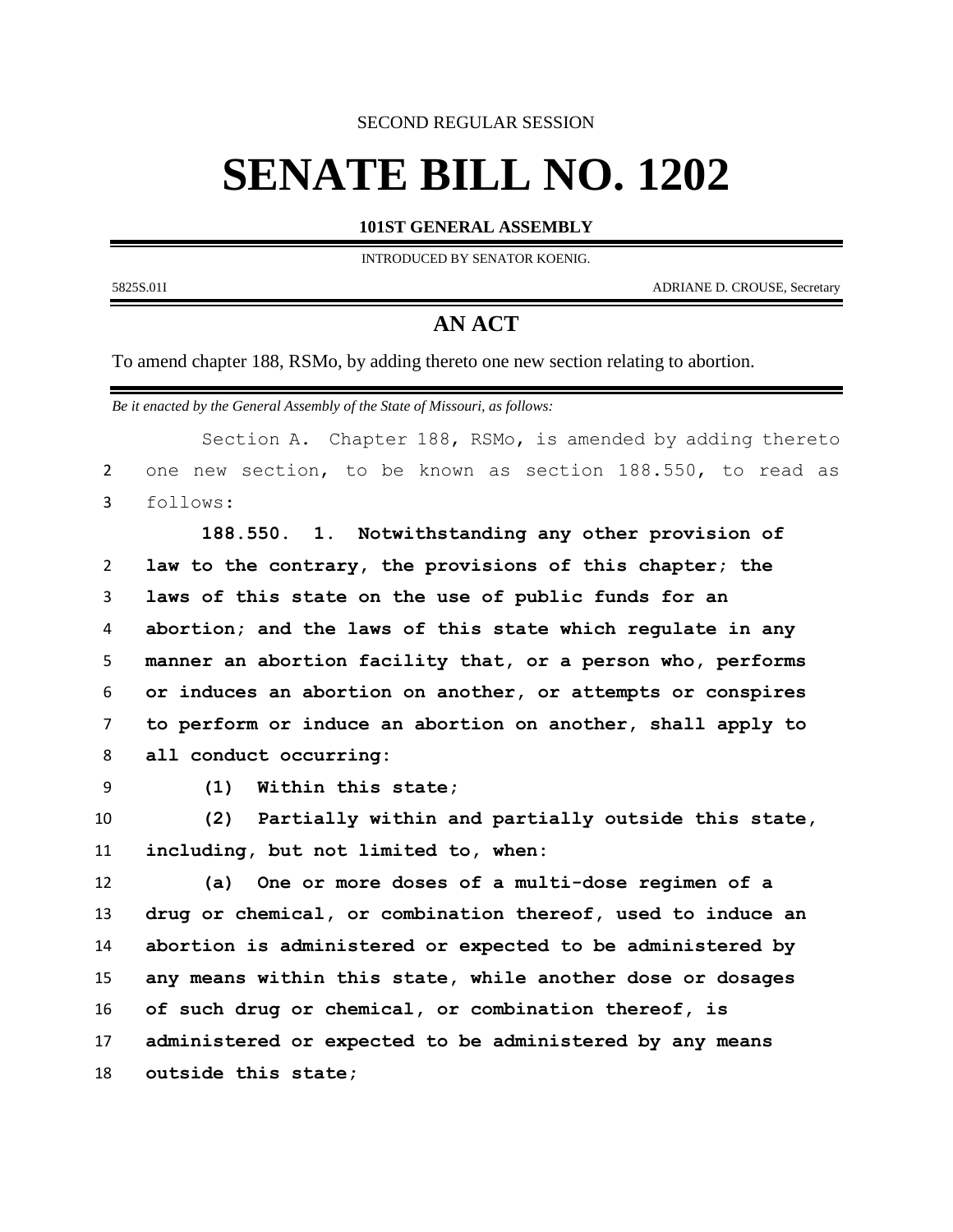SECOND REGULAR SESSION

# SENATE BILL NO. 1202

**101ST GENERAL ASSEMBLY**

INTRODUCED BY SENATOR KOENIG.

5825S.01I ADRIANE D. CROUSE, Secretary

## AN ACT

To amend chapter 188, RSMo, by adding thereto one new section relating to abortion.

*Be it enacted by the General Assembly of the State of Missouri, as follows:*

Section A. Chapter 188, RSMo, is amended by adding thereto one new section, to be known as section 188.550, to read as follows:

**188.550. 1. Notwithstanding any other provision of law to the contrary, the provisions of this chapter; the laws of this state on the use of public funds for an abortion; and the laws of this state which regulate in any manner an abortion facility that, or a person who, performs or induces an abortion on another, or attempts or conspires to perform or induce an abortion on another, shall apply to all conduct occurring:**

**(1) Within this state;**

**(2) Partially within and partially outside this state, including, but not limited to, when:**

**(a) One or more doses of a multi-dose regimen of a drug or chemical, or combination thereof, used to induce an abortion is administered or expected to be administered by any means within this state, while another dose or dosages of such drug or chemical, or combination thereof, is administered or expected to be administered by any means outside this state;**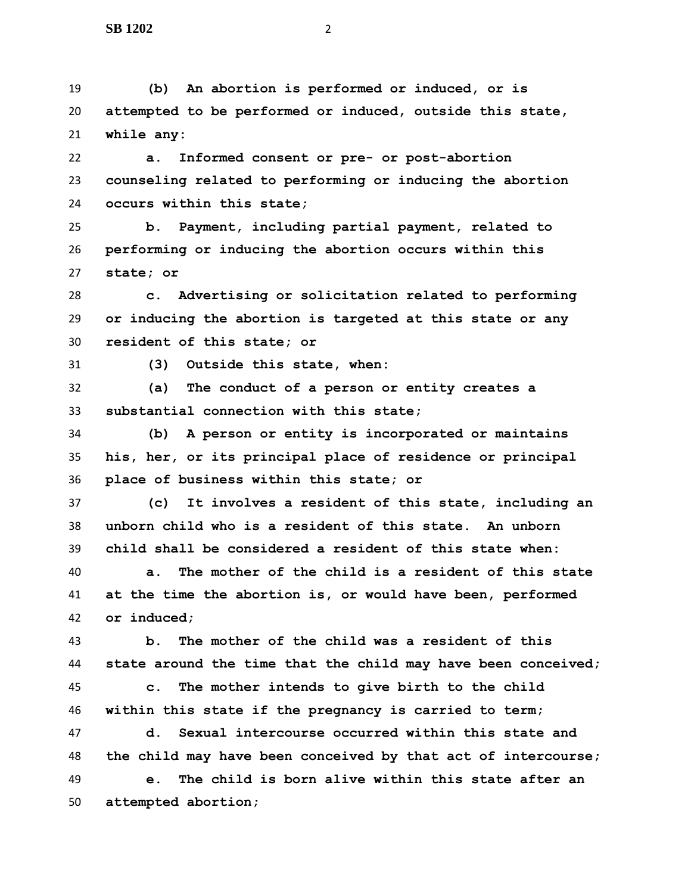**(b) An abortion is performed or induced, or is attempted to be performed or induced, outside this state, while any:**

**a. Informed consent or pre- or post-abortion counseling related to performing or inducing the abortion occurs within this state;**

**b. Payment, including partial payment, related to performing or inducing the abortion occurs within this state; or**

**c. Advertising or solicitation related to performing or inducing the abortion is targeted at this state or any resident of this state; or**

**(3) Outside this state, when:**

**(a) The conduct of a person or entity creates a substantial connection with this state;**

**(b) A person or entity is incorporated or maintains his, her, or its principal place of residence or principal place of business within this state; or**

**(c) It involves a resident of this state, including an unborn child who is a resident of this state. An unborn child shall be considered a resident of this state when:**

**a. The mother of the child is a resident of this state at the time the abortion is, or would have been, performed or induced;**

**b. The mother of the child was a resident of this state around the time that the child may have been conceived;**

**c. The mother intends to give birth to the child within this state if the pregnancy is carried to term;**

**d. Sexual intercourse occurred within this state and the child may have been conceived by that act of intercourse;**

**e. The child is born alive within this state after an attempted abortion;**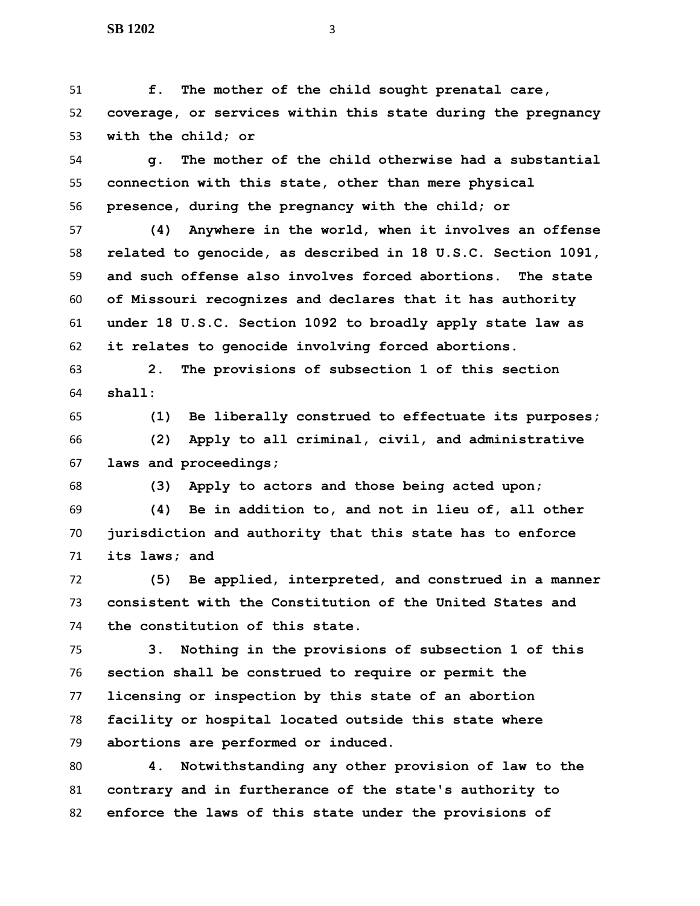**f. The mother of the child sought prenatal care, coverage, or services within this state during the pregnancy with the child; or**

**g. The mother of the child otherwise had a substantial connection with this state, other than mere physical presence, during the pregnancy with the child; or**

**(4) Anywhere in the world, when it involves an offense related to genocide, as described in 18 U.S.C. Section 1091, and such offense also involves forced abortions. The state of Missouri recognizes and declares that it has authority under 18 U.S.C. Section 1092 to broadly apply state law as it relates to genocide involving forced abortions.**

**2. The provisions of subsection 1 of this section shall:**

**(1) Be liberally construed to effectuate its purposes;**

**(2) Apply to all criminal, civil, and administrative laws and proceedings;**

**(3) Apply to actors and those being acted upon;**

**(4) Be in addition to, and not in lieu of, all other jurisdiction and authority that this state has to enforce its laws; and**

**(5) Be applied, interpreted, and construed in a manner consistent with the Constitution of the United States and the constitution of this state.**

**3. Nothing in the provisions of subsection 1 of this section shall be construed to require or permit the licensing or inspection by this state of an abortion facility or hospital located outside this state where abortions are performed or induced.**

**4. Notwithstanding any other provision of law to the contrary and in furtherance of the state's authority to enforce the laws of this state under the provisions of**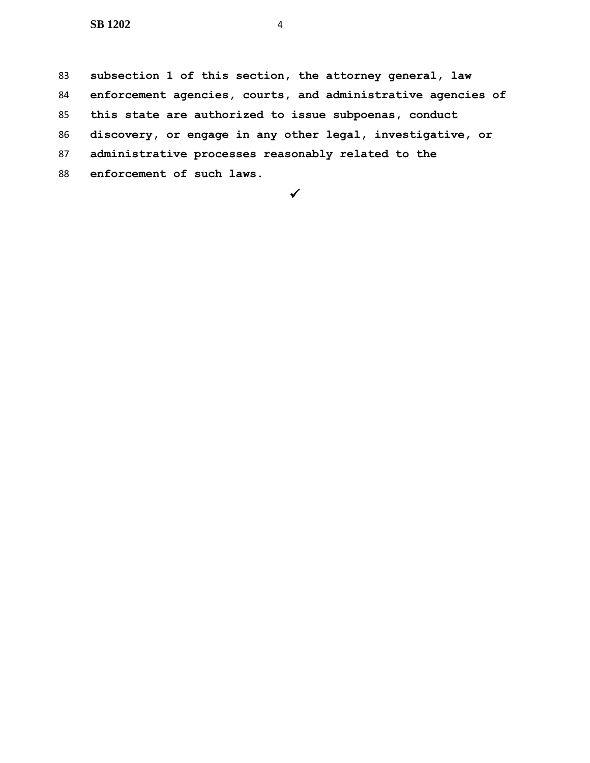83 **subsection 1 of this section, the attorney general, law**
84 **enforcement agencies, courts, and administrative agencies of**
85 **this state are authorized to issue subpoenas, conduct**
86 **discovery, or engage in any other legal, investigative, or**
87 **administrative processes reasonably related to the**
88 **enforcement of such laws.**

✓